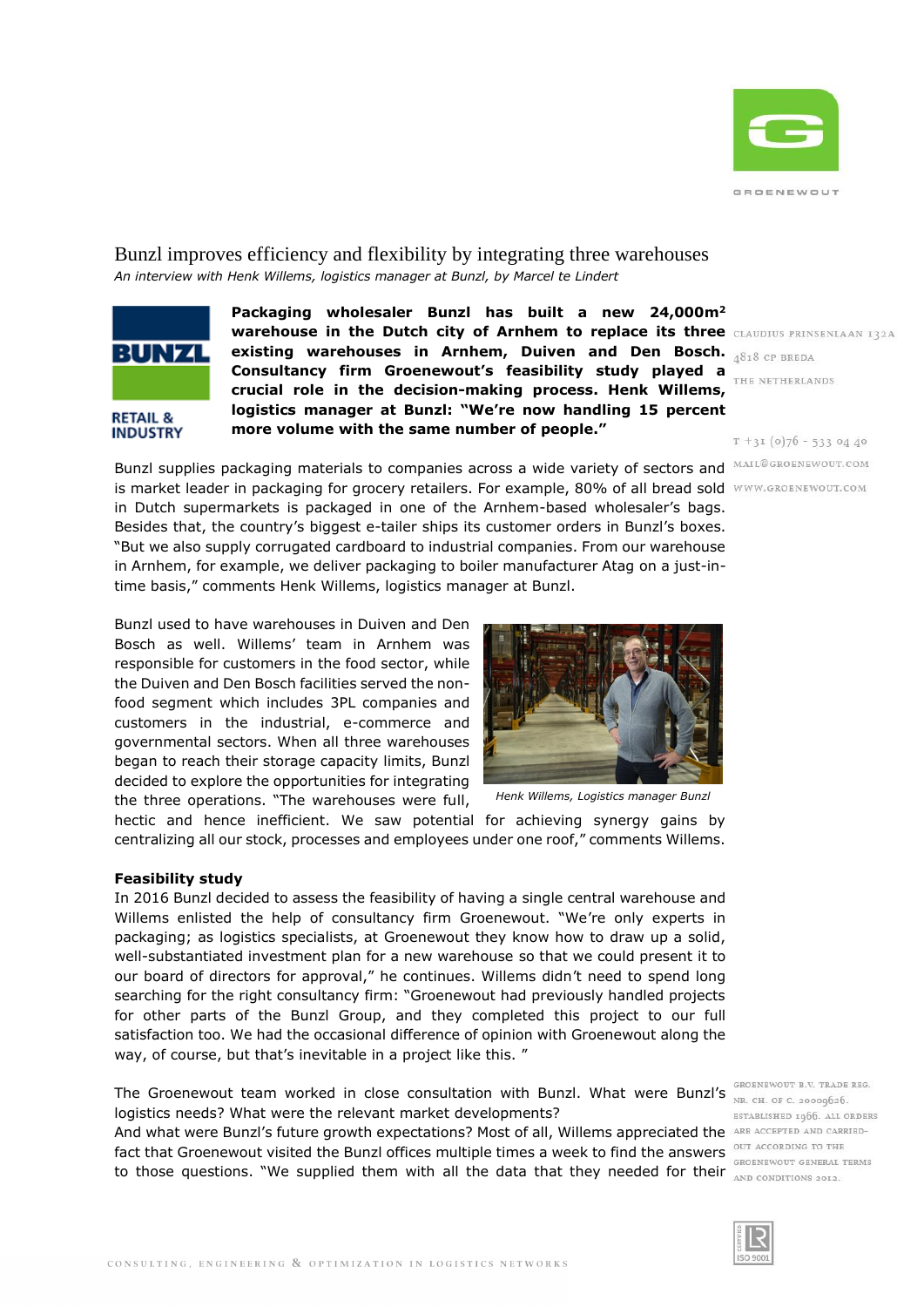# Bunzl improves efficiency and flexibility by integrating three warehouses

*An interview with Henk Willems, logistics manager at Bunzl, by Marcel te Lindert*

**Packaging wholesaler Bunzl has built a new 24,000m² warehouse in the Dutch city of Arnhem to replace its three existing warehouses in Arnhem, Duiven and Den Bosch. Consultancy firm Groenewout's feasibility study played a crucial role in the decision-making process. Henk Willems, logistics manager at Bunzl: "We're now handling 15 percent more volume with the same number of people."**

Bunzl supplies packaging materials to companies across a wide variety of sectors and is market leader in packaging for grocery retailers. For example, 80% of all bread sold in Dutch supermarkets is packaged in one of the Arnhem-based wholesaler's bags. Besides that, the country's biggest e-tailer ships its customer orders in Bunzl's boxes. "But we also supply corrugated cardboard to industrial companies. From our warehouse in Arnhem, for example, we deliver packaging to boiler manufacturer Atag on a just-in-time basis," comments Henk Willems, logistics manager at Bunzl.

Bunzl used to have warehouses in Duiven and Den Bosch as well. Willems' team in Arnhem was responsible for customers in the food sector, while the Duiven and Den Bosch facilities served the non-food segment which includes 3PL companies and customers in the industrial, e-commerce and governmental sectors. When all three warehouses began to reach their storage capacity limits, Bunzl decided to explore the opportunities for integrating the three operations. "The warehouses were full, hectic and hence inefficient. We saw potential for achieving synergy gains by centralizing all our stock, processes and employees under one roof," comments Willems.

*Henk Willems, Logistics manager Bunzl*

## Feasibility study

In 2016 Bunzl decided to assess the feasibility of having a single central warehouse and Willems enlisted the help of consultancy firm Groenewout. "We're only experts in packaging; as logistics specialists, at Groenewout they know how to draw up a solid, well-substantiated investment plan for a new warehouse so that we could present it to our board of directors for approval," he continues. Willems didn't need to spend long searching for the right consultancy firm: "Groenewout had previously handled projects for other parts of the Bunzl Group, and they completed this project to our full satisfaction too. We had the occasional difference of opinion with Groenewout along the way, of course, but that's inevitable in a project like this. "

The Groenewout team worked in close consultation with Bunzl. What were Bunzl's logistics needs? What were the relevant market developments?
And what were Bunzl's future growth expectations? Most of all, Willems appreciated the fact that Groenewout visited the Bunzl offices multiple times a week to find the answers to those questions. "We supplied them with all the data that they needed for their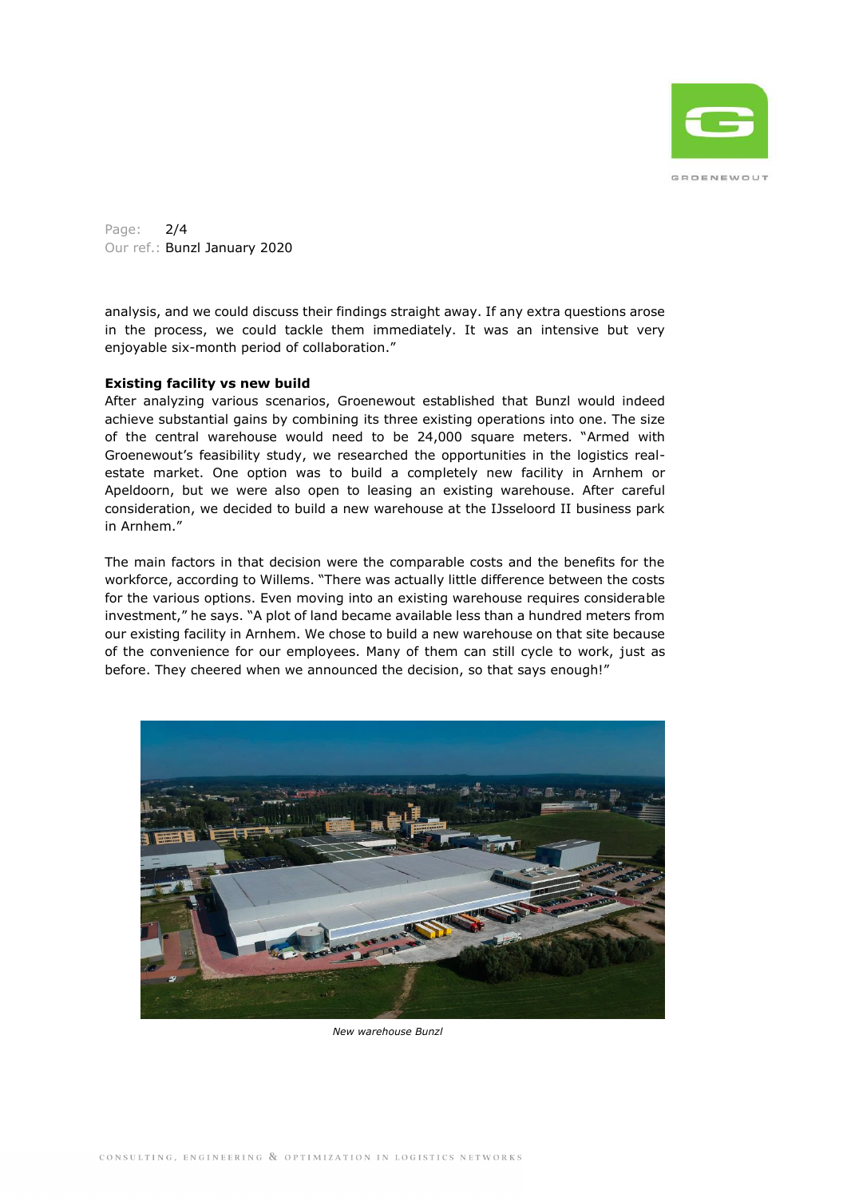analysis, and we could discuss their findings straight away. If any extra questions arose in the process, we could tackle them immediately. It was an intensive but very enjoyable six-month period of collaboration."

**Existing facility vs new build**

After analyzing various scenarios, Groenewout established that Bunzl would indeed achieve substantial gains by combining its three existing operations into one. The size of the central warehouse would need to be 24,000 square meters. "Armed with Groenewout's feasibility study, we researched the opportunities in the logistics real-estate market. One option was to build a completely new facility in Arnhem or Apeldoorn, but we were also open to leasing an existing warehouse. After careful consideration, we decided to build a new warehouse at the IJsseloord II business park in Arnhem."

The main factors in that decision were the comparable costs and the benefits for the workforce, according to Willems. "There was actually little difference between the costs for the various options. Even moving into an existing warehouse requires considerable investment," he says. "A plot of land became available less than a hundred meters from our existing facility in Arnhem. We chose to build a new warehouse on that site because of the convenience for our employees. Many of them can still cycle to work, just as before. They cheered when we announced the decision, so that says enough!"

*New warehouse Bunzl*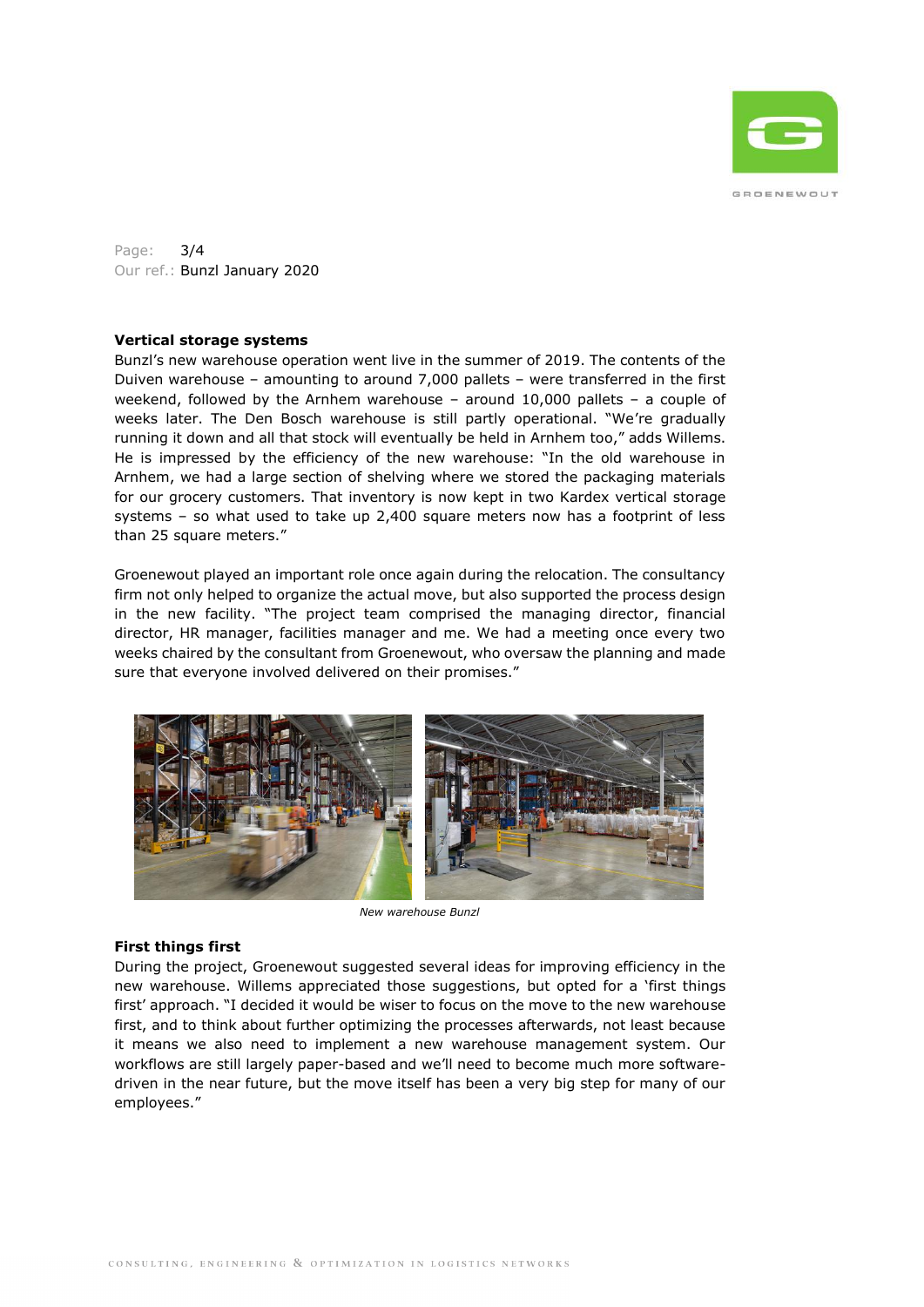### Vertical storage systems

Bunzl's new warehouse operation went live in the summer of 2019. The contents of the Duiven warehouse – amounting to around 7,000 pallets – were transferred in the first weekend, followed by the Arnhem warehouse – around 10,000 pallets – a couple of weeks later. The Den Bosch warehouse is still partly operational. "We're gradually running it down and all that stock will eventually be held in Arnhem too," adds Willems. He is impressed by the efficiency of the new warehouse: "In the old warehouse in Arnhem, we had a large section of shelving where we stored the packaging materials for our grocery customers. That inventory is now kept in two Kardex vertical storage systems – so what used to take up 2,400 square meters now has a footprint of less than 25 square meters."

Groenewout played an important role once again during the relocation. The consultancy firm not only helped to organize the actual move, but also supported the process design in the new facility. "The project team comprised the managing director, financial director, HR manager, facilities manager and me. We had a meeting once every two weeks chaired by the consultant from Groenewout, who oversaw the planning and made sure that everyone involved delivered on their promises."

*New warehouse Bunzl*

### First things first

During the project, Groenewout suggested several ideas for improving efficiency in the new warehouse. Willems appreciated those suggestions, but opted for a 'first things first' approach. "I decided it would be wiser to focus on the move to the new warehouse first, and to think about further optimizing the processes afterwards, not least because it means we also need to implement a new warehouse management system. Our workflows are still largely paper-based and we'll need to become much more software-driven in the near future, but the move itself has been a very big step for many of our employees."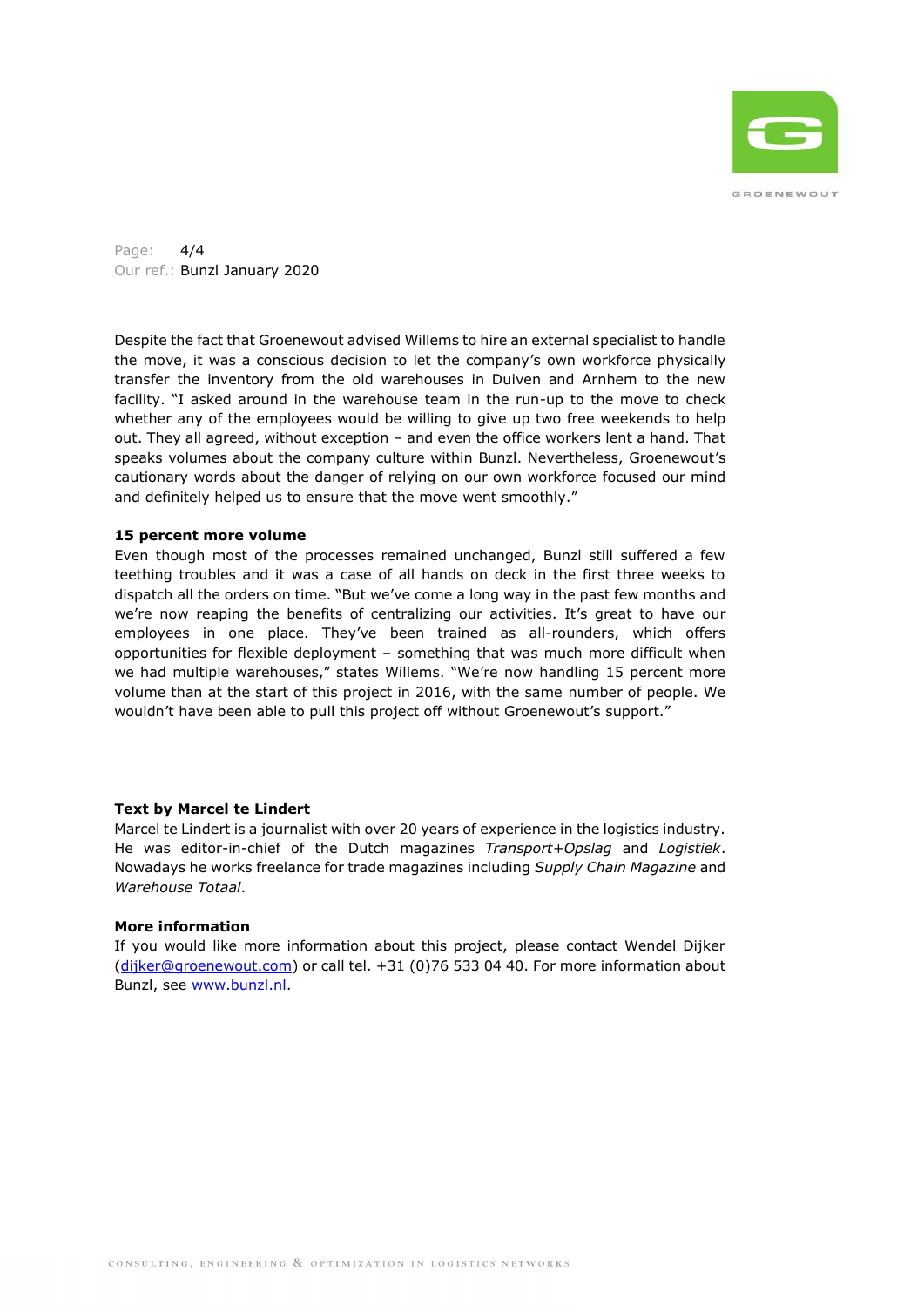Despite the fact that Groenewout advised Willems to hire an external specialist to handle the move, it was a conscious decision to let the company's own workforce physically transfer the inventory from the old warehouses in Duiven and Arnhem to the new facility. "I asked around in the warehouse team in the run-up to the move to check whether any of the employees would be willing to give up two free weekends to help out. They all agreed, without exception – and even the office workers lent a hand. That speaks volumes about the company culture within Bunzl. Nevertheless, Groenewout's cautionary words about the danger of relying on our own workforce focused our mind and definitely helped us to ensure that the move went smoothly."

**15 percent more volume**

Even though most of the processes remained unchanged, Bunzl still suffered a few teething troubles and it was a case of all hands on deck in the first three weeks to dispatch all the orders on time. "But we've come a long way in the past few months and we're now reaping the benefits of centralizing our activities. It's great to have our employees in one place. They've been trained as all-rounders, which offers opportunities for flexible deployment – something that was much more difficult when we had multiple warehouses," states Willems. "We're now handling 15 percent more volume than at the start of this project in 2016, with the same number of people. We wouldn't have been able to pull this project off without Groenewout's support."

**Text by Marcel te Lindert**

Marcel te Lindert is a journalist with over 20 years of experience in the logistics industry. He was editor-in-chief of the Dutch magazines *Transport+Opslag* and *Logistiek*. Nowadays he works freelance for trade magazines including *Supply Chain Magazine* and *Warehouse Totaal*.

**More information**

If you would like more information about this project, please contact Wendel Dijker (dijker@groenewout.com) or call tel. +31 (0)76 533 04 40. For more information about Bunzl, see www.bunzl.nl.